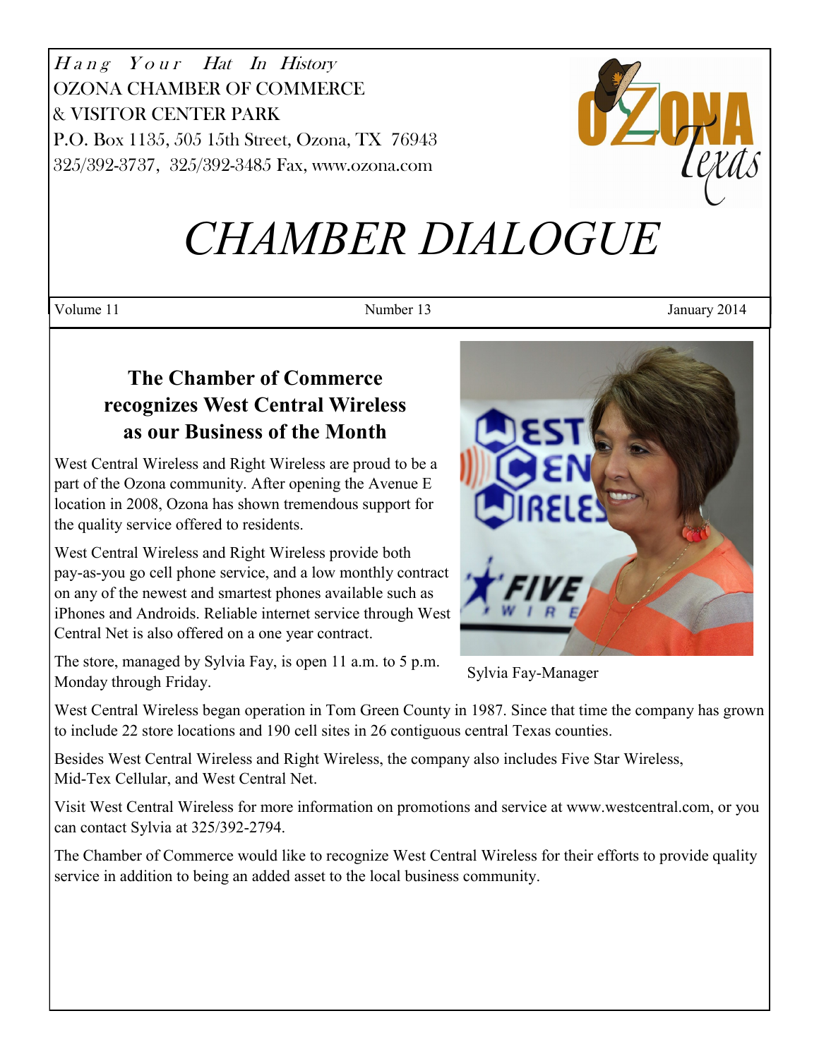*Hang Your Hat In History*

OZONA CHAMBER OF COMMERCE
& VISITOR CENTER PARK
P.O. Box 1135, 505 15th Street, Ozona, TX 76943
325/392-3737, 325/392-3485 Fax, www.ozona.com

# *CHAMBER DIALOGUE*

Volume 11 | Number 13 | January 2014

## The Chamber of Commerce recognizes West Central Wireless as our Business of the Month

West Central Wireless and Right Wireless are proud to be a part of the Ozona community. After opening the Avenue E location in 2008, Ozona has shown tremendous support for the quality service offered to residents.

West Central Wireless and Right Wireless provide both pay-as-you go cell phone service, and a low monthly contract on any of the newest and smartest phones available such as iPhones and Androids. Reliable internet service through West Central Net is also offered on a one year contract.

The store, managed by Sylvia Fay, is open 11 a.m. to 5 p.m. Monday through Friday.

Sylvia Fay-Manager

West Central Wireless began operation in Tom Green County in 1987. Since that time the company has grown to include 22 store locations and 190 cell sites in 26 contiguous central Texas counties.

Besides West Central Wireless and Right Wireless, the company also includes Five Star Wireless, Mid-Tex Cellular, and West Central Net.

Visit West Central Wireless for more information on promotions and service at www.westcentral.com, or you can contact Sylvia at 325/392-2794.

The Chamber of Commerce would like to recognize West Central Wireless for their efforts to provide quality service in addition to being an added asset to the local business community.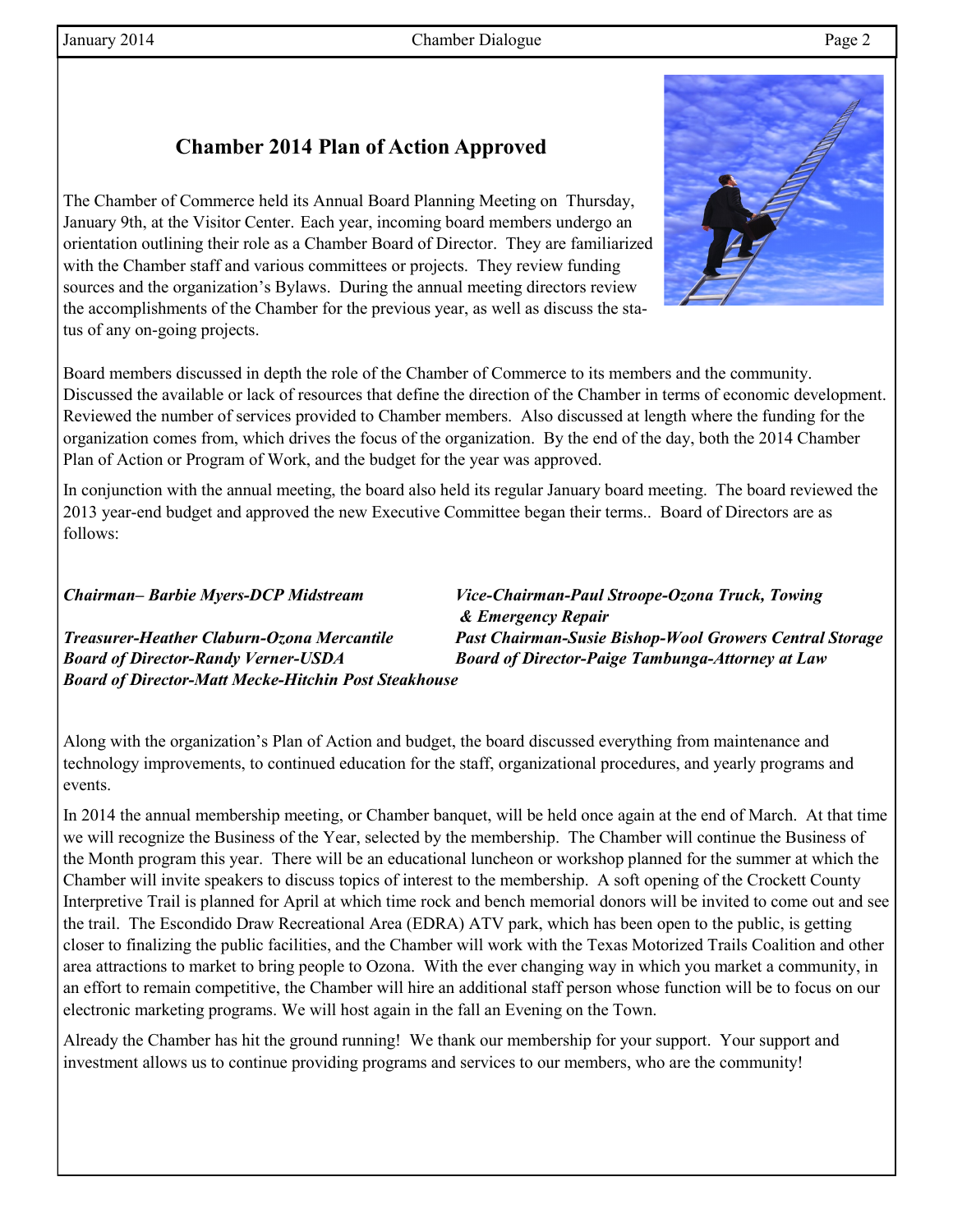## Chamber 2014 Plan of Action Approved

The Chamber of Commerce held its Annual Board Planning Meeting on Thursday, January 9th, at the Visitor Center. Each year, incoming board members undergo an orientation outlining their role as a Chamber Board of Director. They are familiarized with the Chamber staff and various committees or projects. They review funding sources and the organization's Bylaws. During the annual meeting directors review the accomplishments of the Chamber for the previous year, as well as discuss the status of any on-going projects.

Board members discussed in depth the role of the Chamber of Commerce to its members and the community. Discussed the available or lack of resources that define the direction of the Chamber in terms of economic development. Reviewed the number of services provided to Chamber members. Also discussed at length where the funding for the organization comes from, which drives the focus of the organization. By the end of the day, both the 2014 Chamber Plan of Action or Program of Work, and the budget for the year was approved.

In conjunction with the annual meeting, the board also held its regular January board meeting. The board reviewed the 2013 year-end budget and approved the new Executive Committee began their terms.. Board of Directors are as follows:

***Chairman– Barbie Myers-DCP Midstream***

***Vice-Chairman-Paul Stroope-Ozona Truck, Towing & Emergency Repair***

***Treasurer-Heather Claburn-Ozona Mercantile***

***Past Chairman-Susie Bishop-Wool Growers Central Storage***

***Board of Director-Randy Verner-USDA***

***Board of Director-Paige Tambunga-Attorney at Law***

***Board of Director-Matt Mecke-Hitchin Post Steakhouse***

Along with the organization's Plan of Action and budget, the board discussed everything from maintenance and technology improvements, to continued education for the staff, organizational procedures, and yearly programs and events.

In 2014 the annual membership meeting, or Chamber banquet, will be held once again at the end of March. At that time we will recognize the Business of the Year, selected by the membership. The Chamber will continue the Business of the Month program this year. There will be an educational luncheon or workshop planned for the summer at which the Chamber will invite speakers to discuss topics of interest to the membership. A soft opening of the Crockett County Interpretive Trail is planned for April at which time rock and bench memorial donors will be invited to come out and see the trail. The Escondido Draw Recreational Area (EDRA) ATV park, which has been open to the public, is getting closer to finalizing the public facilities, and the Chamber will work with the Texas Motorized Trails Coalition and other area attractions to market to bring people to Ozona. With the ever changing way in which you market a community, in an effort to remain competitive, the Chamber will hire an additional staff person whose function will be to focus on our electronic marketing programs. We will host again in the fall an Evening on the Town.

Already the Chamber has hit the ground running! We thank our membership for your support. Your support and investment allows us to continue providing programs and services to our members, who are the community!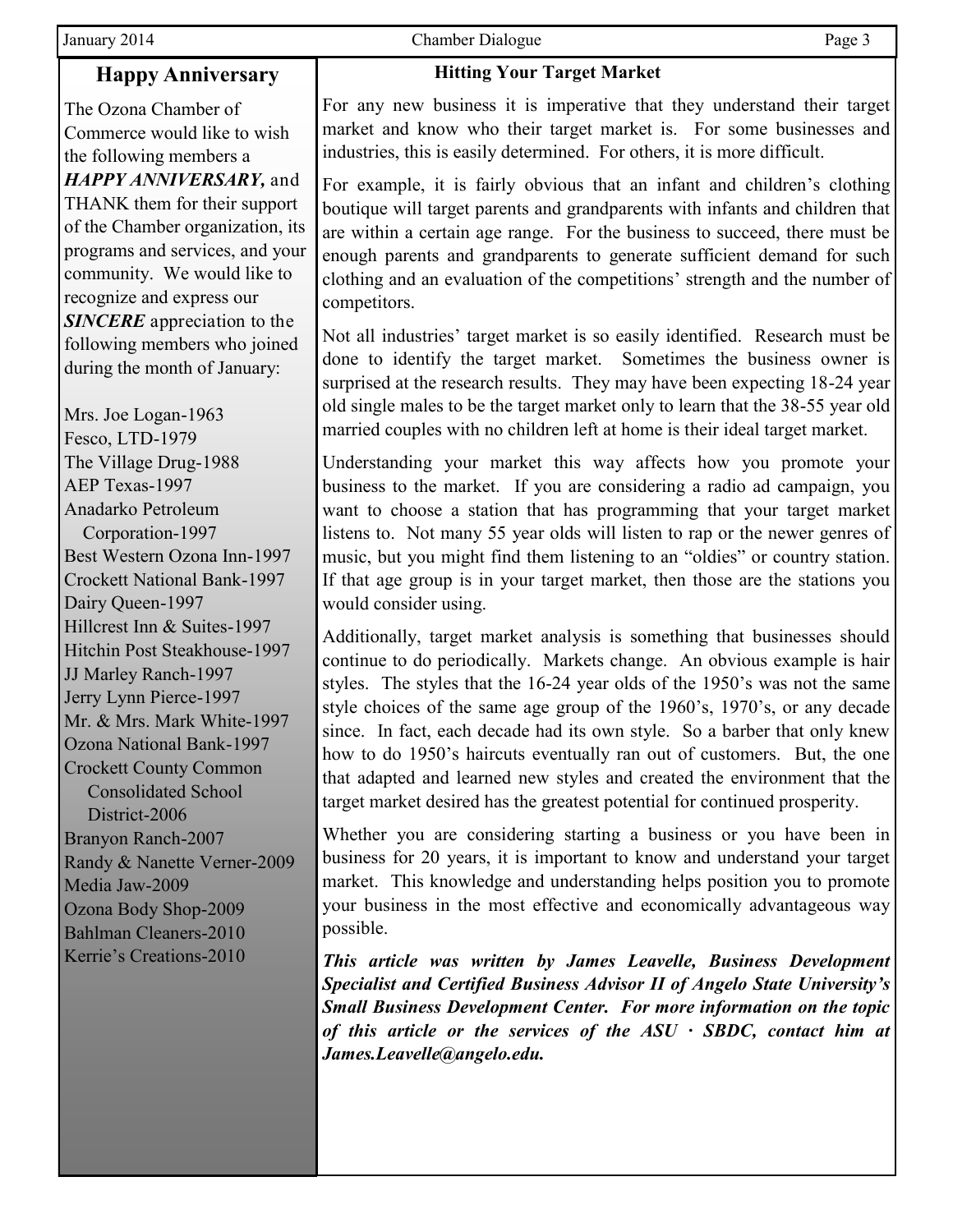## Happy Anniversary

The Ozona Chamber of Commerce would like to wish the following members a ***HAPPY ANNIVERSARY,*** and THANK them for their support of the Chamber organization, its programs and services, and your community. We would like to recognize and express our ***SINCERE*** appreciation to the following members who joined during the month of January:

Mrs. Joe Logan-1963
Fesco, LTD-1979
The Village Drug-1988
AEP Texas-1997
Anadarko Petroleum Corporation-1997
Best Western Ozona Inn-1997
Crockett National Bank-1997
Dairy Queen-1997
Hillcrest Inn & Suites-1997
Hitchin Post Steakhouse-1997
JJ Marley Ranch-1997
Jerry Lynn Pierce-1997
Mr. & Mrs. Mark White-1997
Ozona National Bank-1997
Crockett County Common Consolidated School District-2006
Branyon Ranch-2007
Randy & Nanette Verner-2009
Media Jaw-2009
Ozona Body Shop-2009
Bahlman Cleaners-2010
Kerrie's Creations-2010

## Hitting Your Target Market

For any new business it is imperative that they understand their target market and know who their target market is. For some businesses and industries, this is easily determined. For others, it is more difficult.

For example, it is fairly obvious that an infant and children's clothing boutique will target parents and grandparents with infants and children that are within a certain age range. For the business to succeed, there must be enough parents and grandparents to generate sufficient demand for such clothing and an evaluation of the competitions' strength and the number of competitors.

Not all industries' target market is so easily identified. Research must be done to identify the target market. Sometimes the business owner is surprised at the research results. They may have been expecting 18-24 year old single males to be the target market only to learn that the 38-55 year old married couples with no children left at home is their ideal target market.

Understanding your market this way affects how you promote your business to the market. If you are considering a radio ad campaign, you want to choose a station that has programming that your target market listens to. Not many 55 year olds will listen to rap or the newer genres of music, but you might find them listening to an "oldies" or country station. If that age group is in your target market, then those are the stations you would consider using.

Additionally, target market analysis is something that businesses should continue to do periodically. Markets change. An obvious example is hair styles. The styles that the 16-24 year olds of the 1950's was not the same style choices of the same age group of the 1960's, 1970's, or any decade since. In fact, each decade had its own style. So a barber that only knew how to do 1950's haircuts eventually ran out of customers. But, the one that adapted and learned new styles and created the environment that the target market desired has the greatest potential for continued prosperity.

Whether you are considering starting a business or you have been in business for 20 years, it is important to know and understand your target market. This knowledge and understanding helps position you to promote your business in the most effective and economically advantageous way possible.

***This article was written by James Leavelle, Business Development Specialist and Certified Business Advisor II of Angelo State University's Small Business Development Center. For more information on the topic of this article or the services of the ASU · SBDC, contact him at James.Leavelle@angelo.edu.***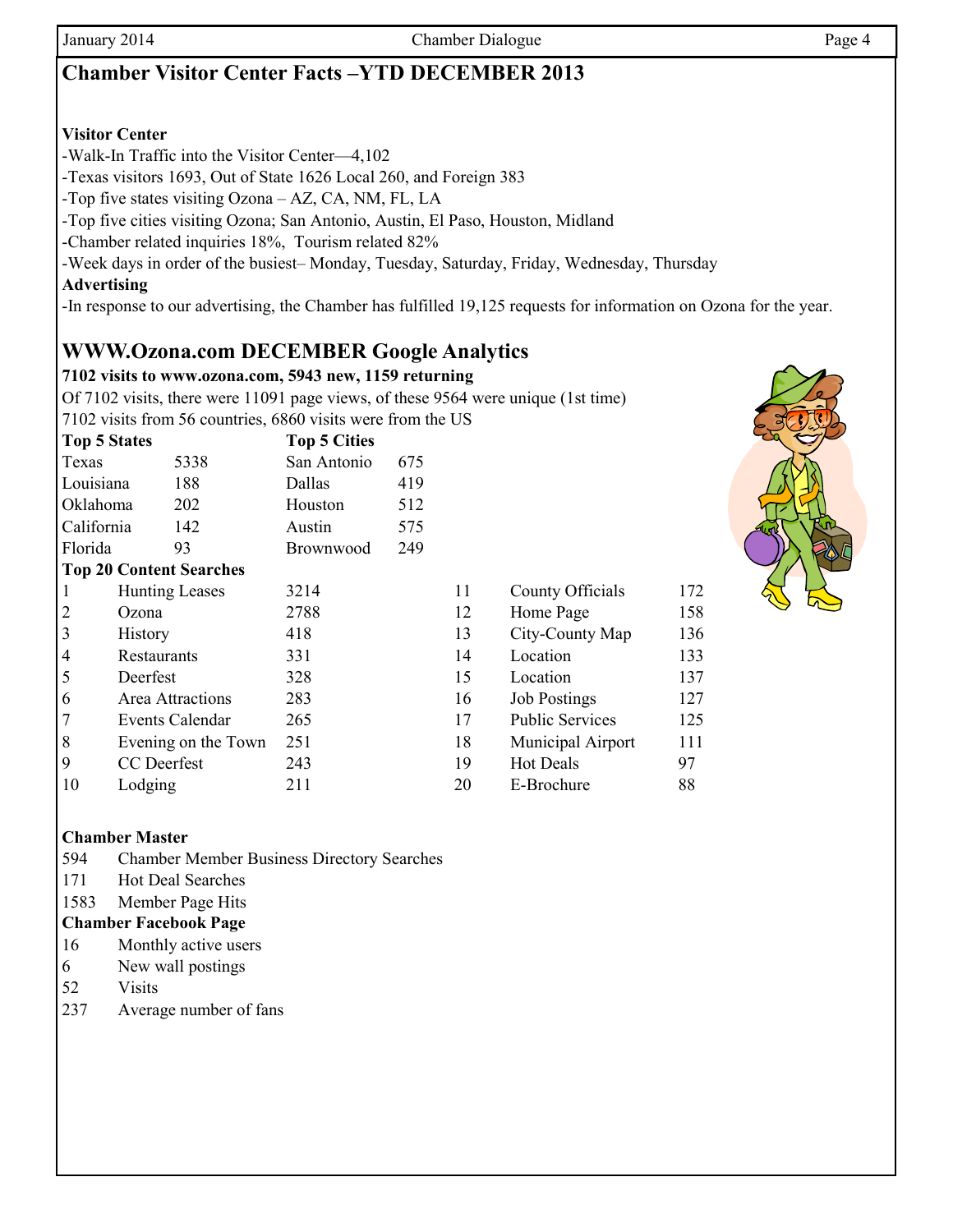# Chamber Visitor Center Facts –YTD DECEMBER 2013

**Visitor Center**

-Walk-In Traffic into the Visitor Center—4,102

-Texas visitors 1693, Out of State 1626 Local 260, and Foreign 383

-Top five states visiting Ozona – AZ, CA, NM, FL, LA

-Top five cities visiting Ozona; San Antonio, Austin, El Paso, Houston, Midland

-Chamber related inquiries 18%, Tourism related 82%

-Week days in order of the busiest– Monday, Tuesday, Saturday, Friday, Wednesday, Thursday

**Advertising**

-In response to our advertising, the Chamber has fulfilled 19,125 requests for information on Ozona for the year.

## WWW.Ozona.com DECEMBER Google Analytics

**7102 visits to www.ozona.com, 5943 new, 1159 returning**

Of 7102 visits, there were 11091 page views, of these 9564 were unique (1st time)

7102 visits from 56 countries, 6860 visits were from the US

| **Top 5 States** | | **Top 5 Cities** | |
|---|---|---|---|
| Texas | 5338 | San Antonio | 675 |
| Louisiana | 188 | Dallas | 419 |
| Oklahoma | 202 | Houston | 512 |
| California | 142 | Austin | 575 |
| Florida | 93 | Brownwood | 249 |

**Top 20 Content Searches**

| | | | | | |
|---|---|---|---|---|---|
| 1 | Hunting Leases | 3214 | 11 | County Officials | 172 |
| 2 | Ozona | 2788 | 12 | Home Page | 158 |
| 3 | History | 418 | 13 | City-County Map | 136 |
| 4 | Restaurants | 331 | 14 | Location | 133 |
| 5 | Deerfest | 328 | 15 | Location | 137 |
| 6 | Area Attractions | 283 | 16 | Job Postings | 127 |
| 7 | Events Calendar | 265 | 17 | Public Services | 125 |
| 8 | Evening on the Town | 251 | 18 | Municipal Airport | 111 |
| 9 | CC Deerfest | 243 | 19 | Hot Deals | 97 |
| 10 | Lodging | 211 | 20 | E-Brochure | 88 |

**Chamber Master**

594 Chamber Member Business Directory Searches

171 Hot Deal Searches

1583 Member Page Hits

**Chamber Facebook Page**

16 Monthly active users

6 New wall postings

52 Visits

237 Average number of fans